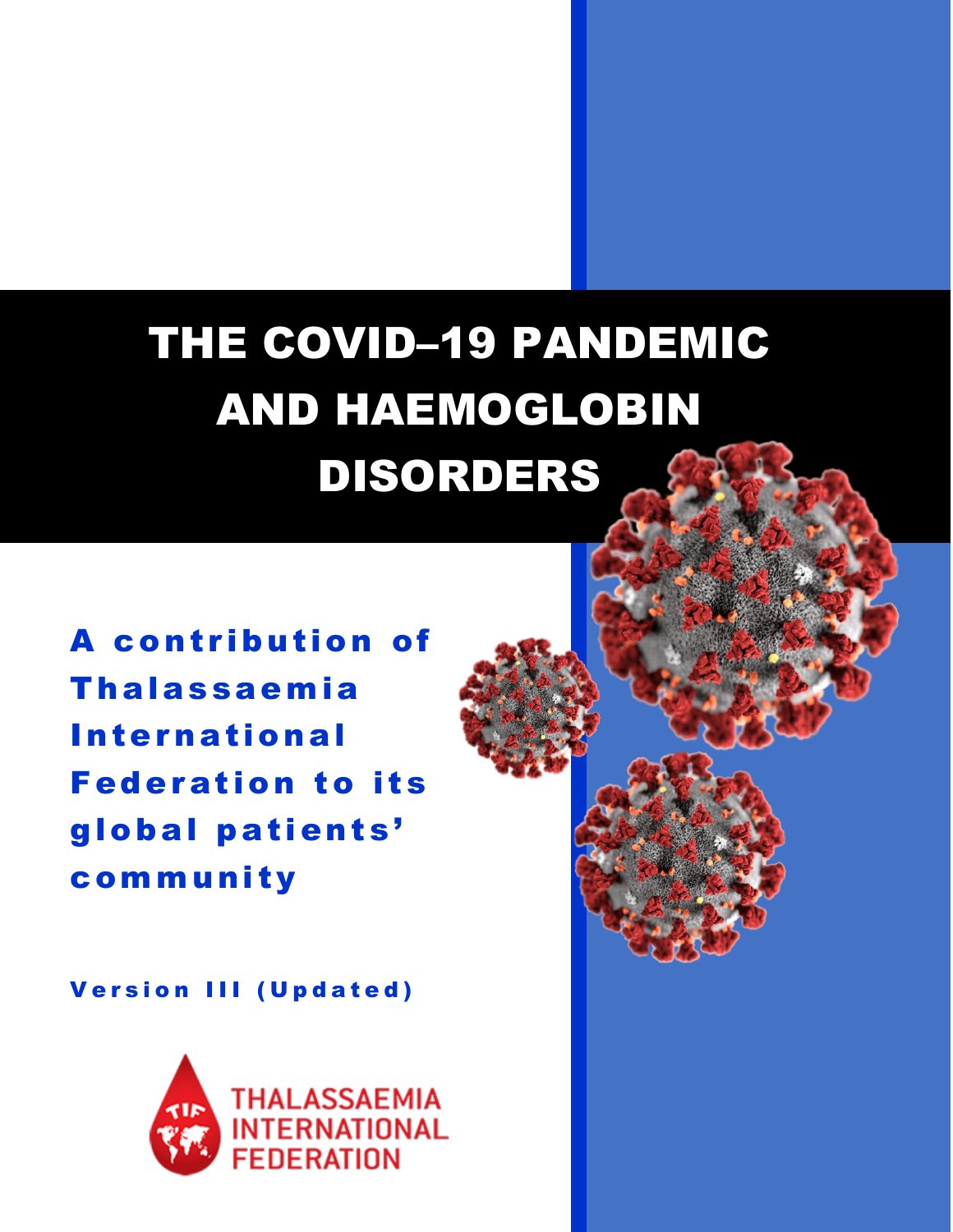# THE COVID–19 PANDEMIC AND HAEMOGLOBIN DISORDERS

**A contribution of Thalassaemia International Federation to its global patients' community**

**Version III (Updated)**

THALASSAEMIA INTERNATIONAL FEDERATION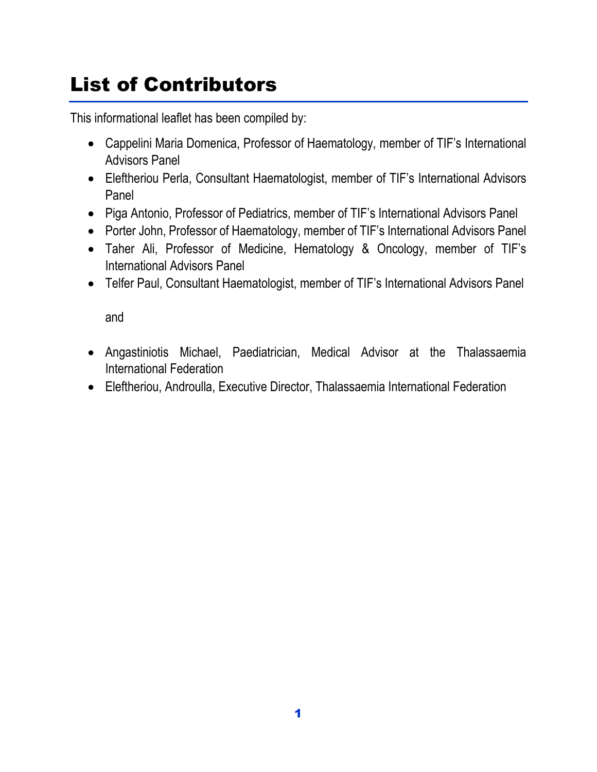# List of Contributors

This informational leaflet has been compiled by:

- Cappelini Maria Domenica, Professor of Haematology, member of TIF's International Advisors Panel
- Eleftheriou Perla, Consultant Haematologist, member of TIF's International Advisors Panel
- Piga Antonio, Professor of Pediatrics, member of TIF's International Advisors Panel
- Porter John, Professor of Haematology, member of TIF's International Advisors Panel
- Taher Ali, Professor of Medicine, Hematology & Oncology, member of TIF's International Advisors Panel
- Telfer Paul, Consultant Haematologist, member of TIF's International Advisors Panel

  and

- Angastiniotis Michael, Paediatrician, Medical Advisor at the Thalassaemia International Federation
- Eleftheriou, Androulla, Executive Director, Thalassaemia International Federation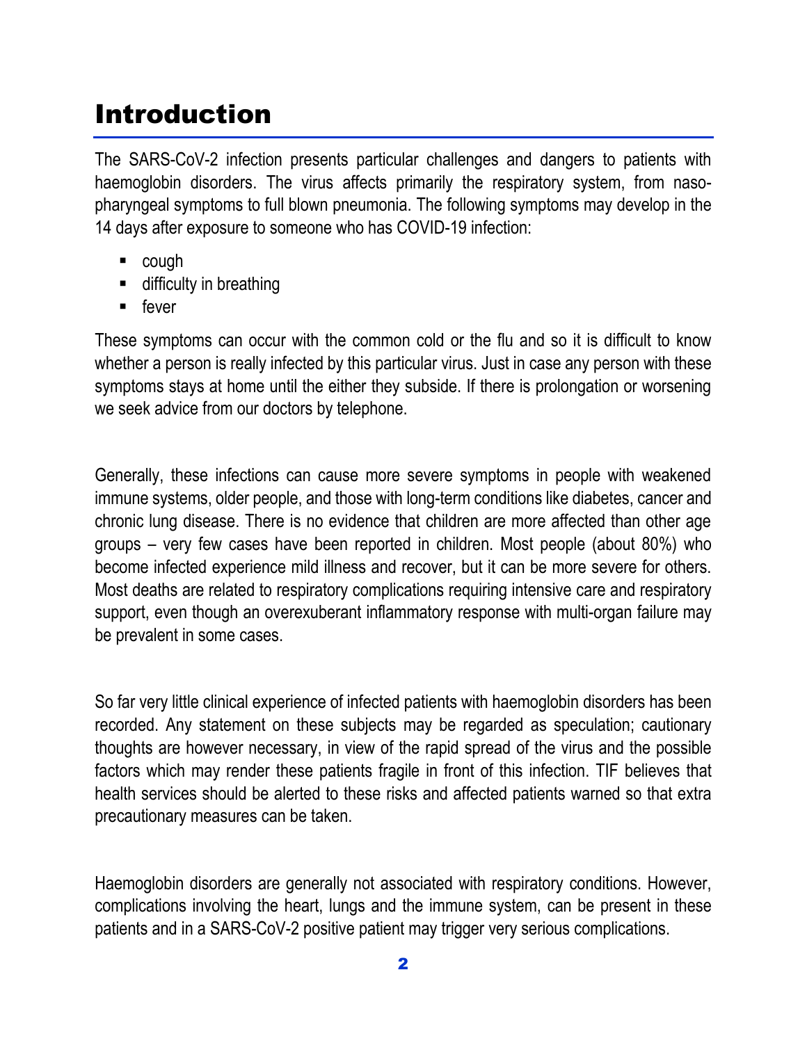# Introduction

The SARS-CoV-2 infection presents particular challenges and dangers to patients with haemoglobin disorders. The virus affects primarily the respiratory system, from naso-pharyngeal symptoms to full blown pneumonia. The following symptoms may develop in the 14 days after exposure to someone who has COVID-19 infection:

- cough
- difficulty in breathing
- fever

These symptoms can occur with the common cold or the flu and so it is difficult to know whether a person is really infected by this particular virus. Just in case any person with these symptoms stays at home until the either they subside. If there is prolongation or worsening we seek advice from our doctors by telephone.

Generally, these infections can cause more severe symptoms in people with weakened immune systems, older people, and those with long-term conditions like diabetes, cancer and chronic lung disease. There is no evidence that children are more affected than other age groups – very few cases have been reported in children. Most people (about 80%) who become infected experience mild illness and recover, but it can be more severe for others. Most deaths are related to respiratory complications requiring intensive care and respiratory support, even though an overexuberant inflammatory response with multi-organ failure may be prevalent in some cases.

So far very little clinical experience of infected patients with haemoglobin disorders has been recorded. Any statement on these subjects may be regarded as speculation; cautionary thoughts are however necessary, in view of the rapid spread of the virus and the possible factors which may render these patients fragile in front of this infection. TIF believes that health services should be alerted to these risks and affected patients warned so that extra precautionary measures can be taken.

Haemoglobin disorders are generally not associated with respiratory conditions. However, complications involving the heart, lungs and the immune system, can be present in these patients and in a SARS-CoV-2 positive patient may trigger very serious complications.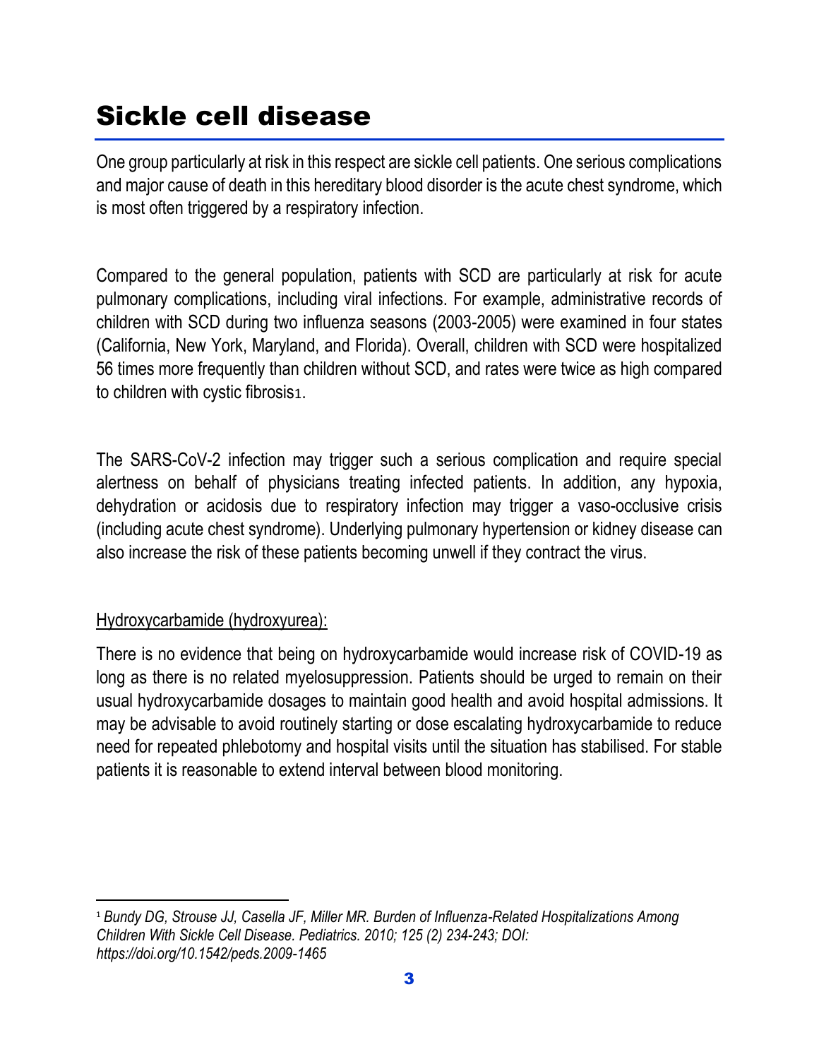# Sickle cell disease

One group particularly at risk in this respect are sickle cell patients. One serious complications and major cause of death in this hereditary blood disorder is the acute chest syndrome, which is most often triggered by a respiratory infection.

Compared to the general population, patients with SCD are particularly at risk for acute pulmonary complications, including viral infections. For example, administrative records of children with SCD during two influenza seasons (2003-2005) were examined in four states (California, New York, Maryland, and Florida). Overall, children with SCD were hospitalized 56 times more frequently than children without SCD, and rates were twice as high compared to children with cystic fibrosis[1].

The SARS-CoV-2 infection may trigger such a serious complication and require special alertness on behalf of physicians treating infected patients. In addition, any hypoxia, dehydration or acidosis due to respiratory infection may trigger a vaso-occlusive crisis (including acute chest syndrome). Underlying pulmonary hypertension or kidney disease can also increase the risk of these patients becoming unwell if they contract the virus.

Hydroxycarbamide (hydroxyurea):

There is no evidence that being on hydroxycarbamide would increase risk of COVID-19 as long as there is no related myelosuppression. Patients should be urged to remain on their usual hydroxycarbamide dosages to maintain good health and avoid hospital admissions. It may be advisable to avoid routinely starting or dose escalating hydroxycarbamide to reduce need for repeated phlebotomy and hospital visits until the situation has stabilised. For stable patients it is reasonable to extend interval between blood monitoring.

---

[1] *Bundy DG, Strouse JJ, Casella JF, Miller MR. Burden of Influenza-Related Hospitalizations Among Children With Sickle Cell Disease. Pediatrics. 2010; 125 (2) 234-243; DOI: https://doi.org/10.1542/peds.2009-1465*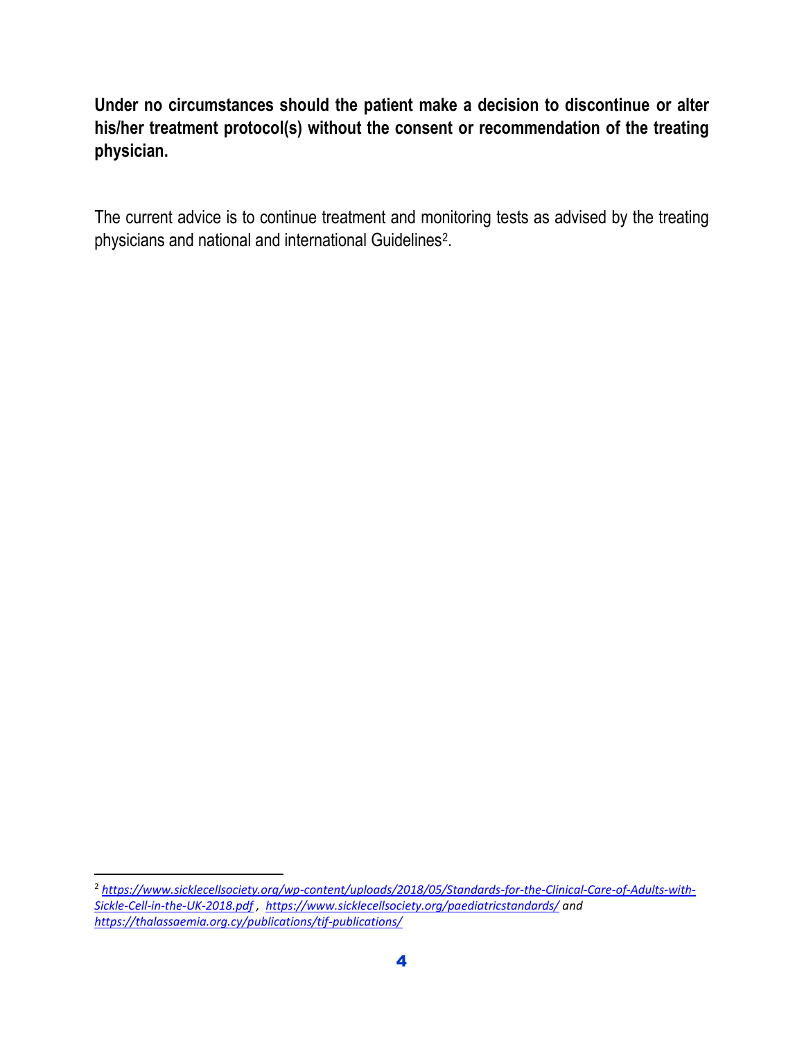**Under no circumstances should the patient make a decision to discontinue or alter his/her treatment protocol(s) without the consent or recommendation of the treating physician.**

The current advice is to continue treatment and monitoring tests as advised by the treating physicians and national and international Guidelines[2].

---

[2] *https://www.sicklecellsociety.org/wp-content/uploads/2018/05/Standards-for-the-Clinical-Care-of-Adults-with-Sickle-Cell-in-the-UK-2018.pdf* , *https://www.sicklecellsociety.org/paediatricstandards/* *and* *https://thalassaemia.org.cy/publications/tif-publications/*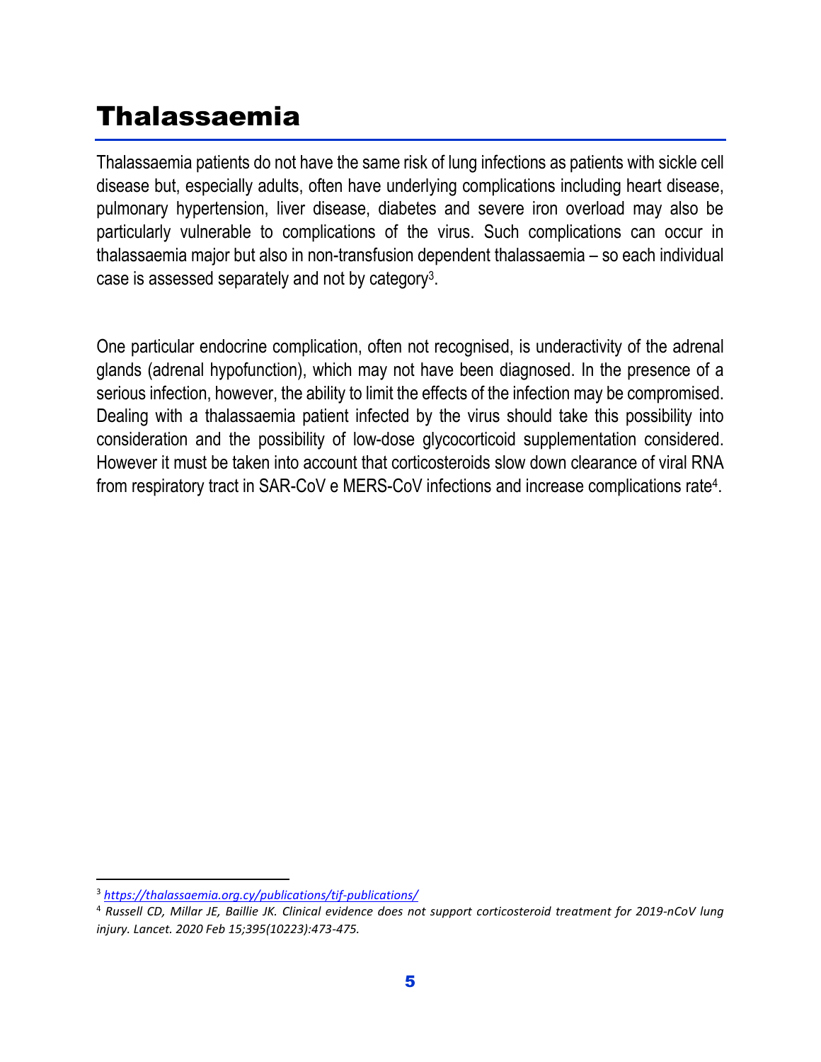# Thalassaemia

Thalassaemia patients do not have the same risk of lung infections as patients with sickle cell disease but, especially adults, often have underlying complications including heart disease, pulmonary hypertension, liver disease, diabetes and severe iron overload may also be particularly vulnerable to complications of the virus. Such complications can occur in thalassaemia major but also in non-transfusion dependent thalassaemia – so each individual case is assessed separately and not by category[3].

One particular endocrine complication, often not recognised, is underactivity of the adrenal glands (adrenal hypofunction), which may not have been diagnosed. In the presence of a serious infection, however, the ability to limit the effects of the infection may be compromised. Dealing with a thalassaemia patient infected by the virus should take this possibility into consideration and the possibility of low-dose glycocorticoid supplementation considered. However it must be taken into account that corticosteroids slow down clearance of viral RNA from respiratory tract in SAR-CoV e MERS-CoV infections and increase complications rate[4].

---

[3] *https://thalassaemia.org.cy/publications/tif-publications/*

[4] *Russell CD, Millar JE, Baillie JK. Clinical evidence does not support corticosteroid treatment for 2019-nCoV lung injury. Lancet. 2020 Feb 15;395(10223):473-475.*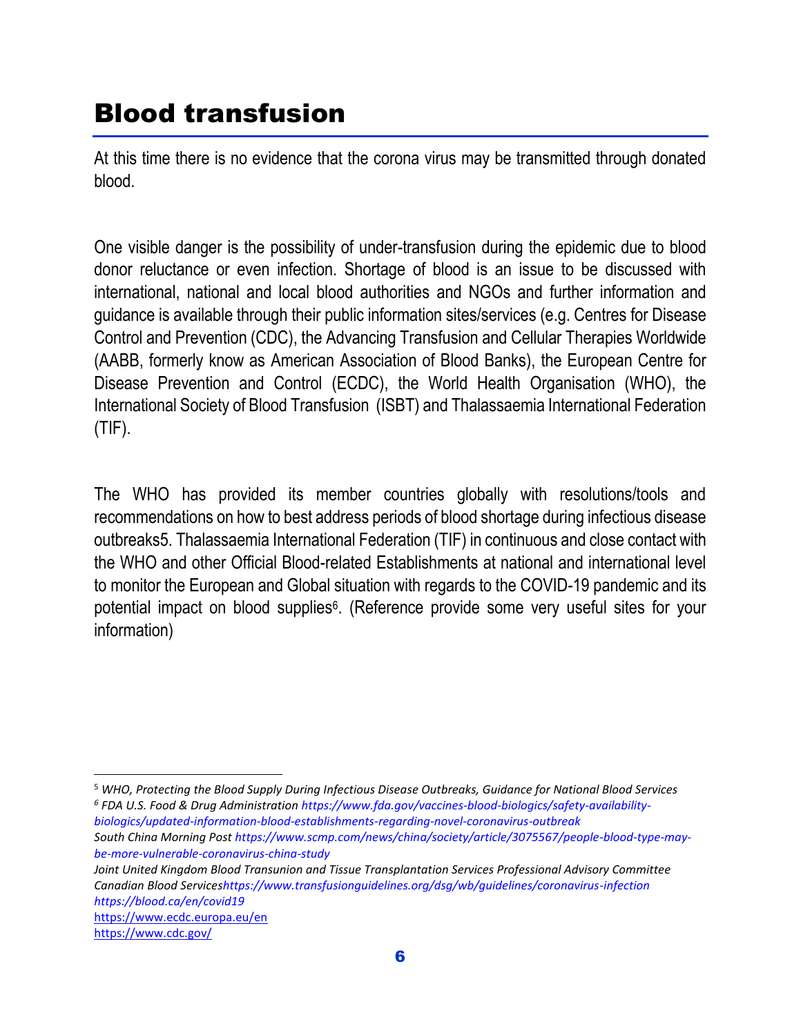# Blood transfusion

At this time there is no evidence that the corona virus may be transmitted through donated blood.

One visible danger is the possibility of under-transfusion during the epidemic due to blood donor reluctance or even infection. Shortage of blood is an issue to be discussed with international, national and local blood authorities and NGOs and further information and guidance is available through their public information sites/services (e.g. Centres for Disease Control and Prevention (CDC), the Advancing Transfusion and Cellular Therapies Worldwide (AABB, formerly know as American Association of Blood Banks), the European Centre for Disease Prevention and Control (ECDC), the World Health Organisation (WHO), the International Society of Blood Transfusion (ISBT) and Thalassaemia International Federation (TIF).

The WHO has provided its member countries globally with resolutions/tools and recommendations on how to best address periods of blood shortage during infectious disease outbreaks5. Thalassaemia International Federation (TIF) in continuous and close contact with the WHO and other Official Blood-related Establishments at national and international level to monitor the European and Global situation with regards to the COVID-19 pandemic and its potential impact on blood supplies[6]. (Reference provide some very useful sites for your information)

---

[5] *WHO, Protecting the Blood Supply During Infectious Disease Outbreaks, Guidance for National Blood Services*

[6] *FDA U.S. Food & Drug Administration https://www.fda.gov/vaccines-blood-biologics/safety-availability-biologics/updated-information-blood-establishments-regarding-novel-coronavirus-outbreak*

*South China Morning Post https://www.scmp.com/news/china/society/article/3075567/people-blood-type-may-be-more-vulnerable-coronavirus-china-study*

*Joint United Kingdom Blood Transunion and Tissue Transplantation Services Professional Advisory Committee*

*Canadian Blood Serviceshttps://www.transfusionguidelines.org/dsg/wb/guidelines/coronavirus-infection*

*https://blood.ca/en/covid19*

https://www.ecdc.europa.eu/en

https://www.cdc.gov/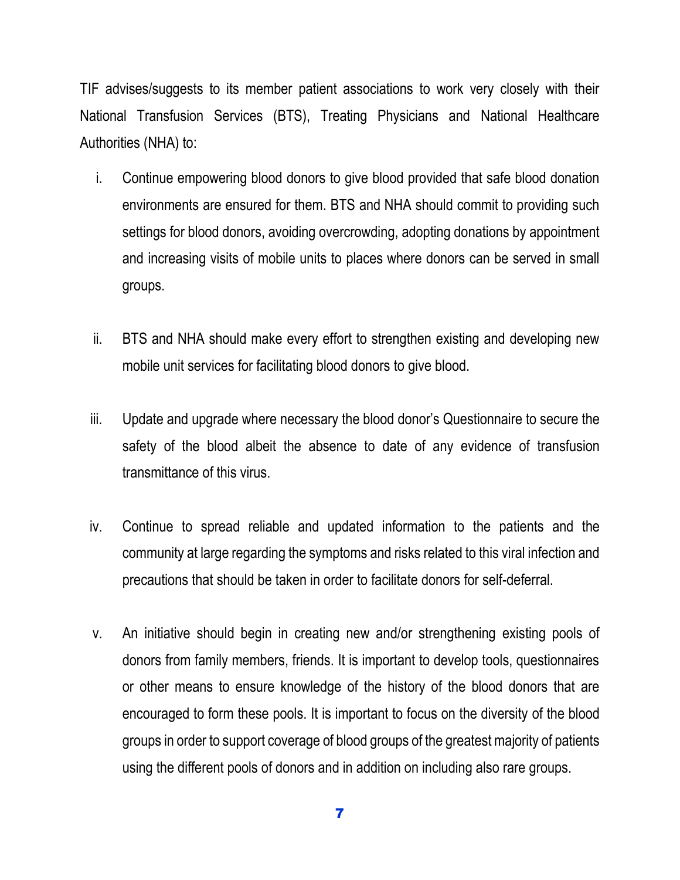TIF advises/suggests to its member patient associations to work very closely with their National Transfusion Services (BTS), Treating Physicians and National Healthcare Authorities (NHA) to:

i. Continue empowering blood donors to give blood provided that safe blood donation environments are ensured for them. BTS and NHA should commit to providing such settings for blood donors, avoiding overcrowding, adopting donations by appointment and increasing visits of mobile units to places where donors can be served in small groups.

ii. BTS and NHA should make every effort to strengthen existing and developing new mobile unit services for facilitating blood donors to give blood.

iii. Update and upgrade where necessary the blood donor's Questionnaire to secure the safety of the blood albeit the absence to date of any evidence of transfusion transmittance of this virus.

iv. Continue to spread reliable and updated information to the patients and the community at large regarding the symptoms and risks related to this viral infection and precautions that should be taken in order to facilitate donors for self-deferral.

v. An initiative should begin in creating new and/or strengthening existing pools of donors from family members, friends. It is important to develop tools, questionnaires or other means to ensure knowledge of the history of the blood donors that are encouraged to form these pools. It is important to focus on the diversity of the blood groups in order to support coverage of blood groups of the greatest majority of patients using the different pools of donors and in addition on including also rare groups.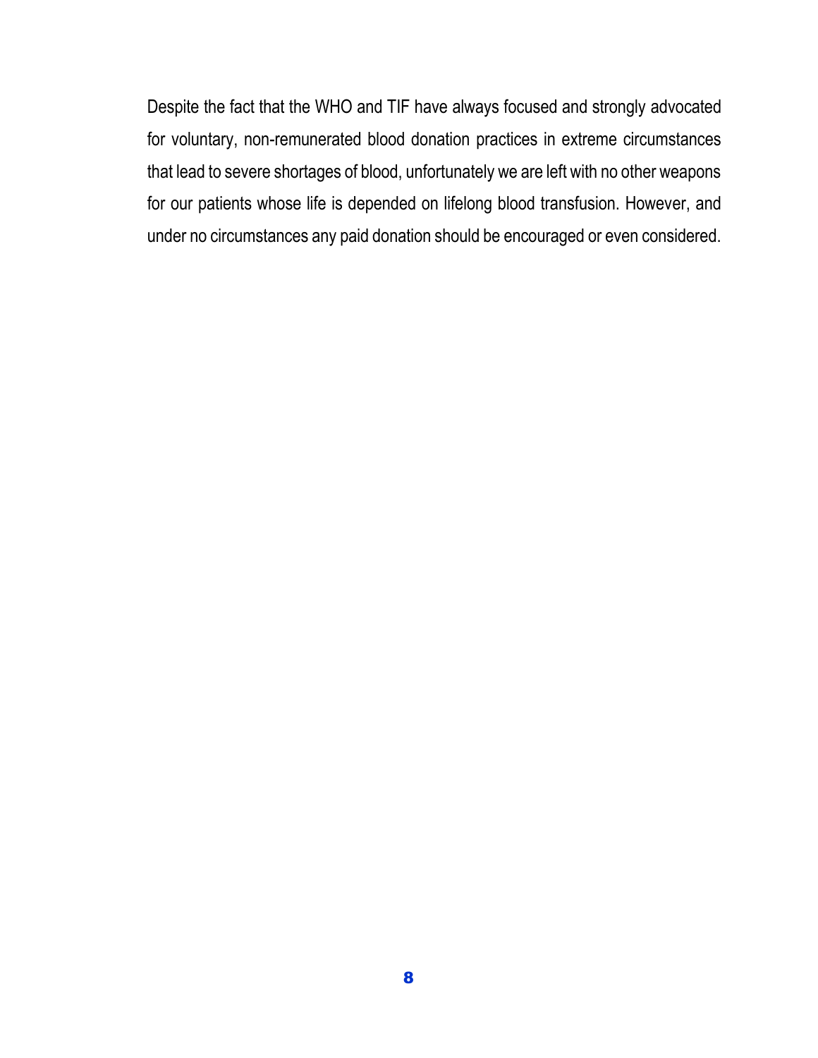Despite the fact that the WHO and TIF have always focused and strongly advocated for voluntary, non-remunerated blood donation practices in extreme circumstances that lead to severe shortages of blood, unfortunately we are left with no other weapons for our patients whose life is depended on lifelong blood transfusion. However, and under no circumstances any paid donation should be encouraged or even considered.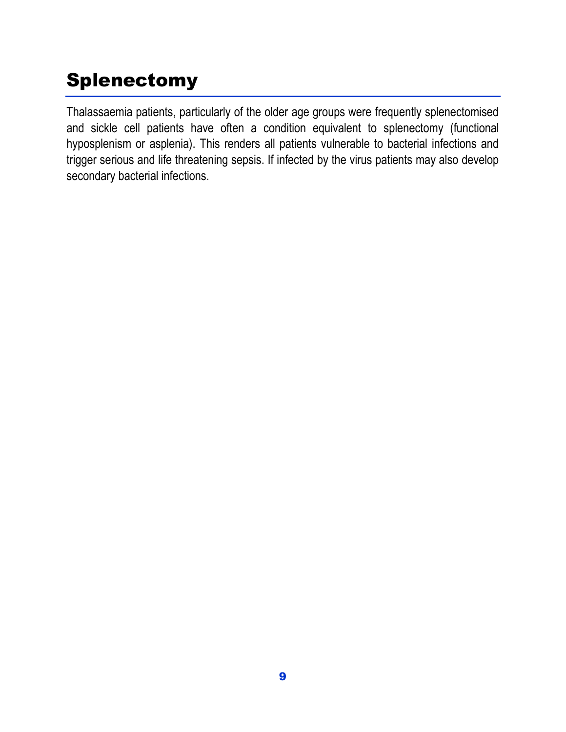# Splenectomy

Thalassaemia patients, particularly of the older age groups were frequently splenectomised and sickle cell patients have often a condition equivalent to splenectomy (functional hyposplenism or asplenia). This renders all patients vulnerable to bacterial infections and trigger serious and life threatening sepsis. If infected by the virus patients may also develop secondary bacterial infections.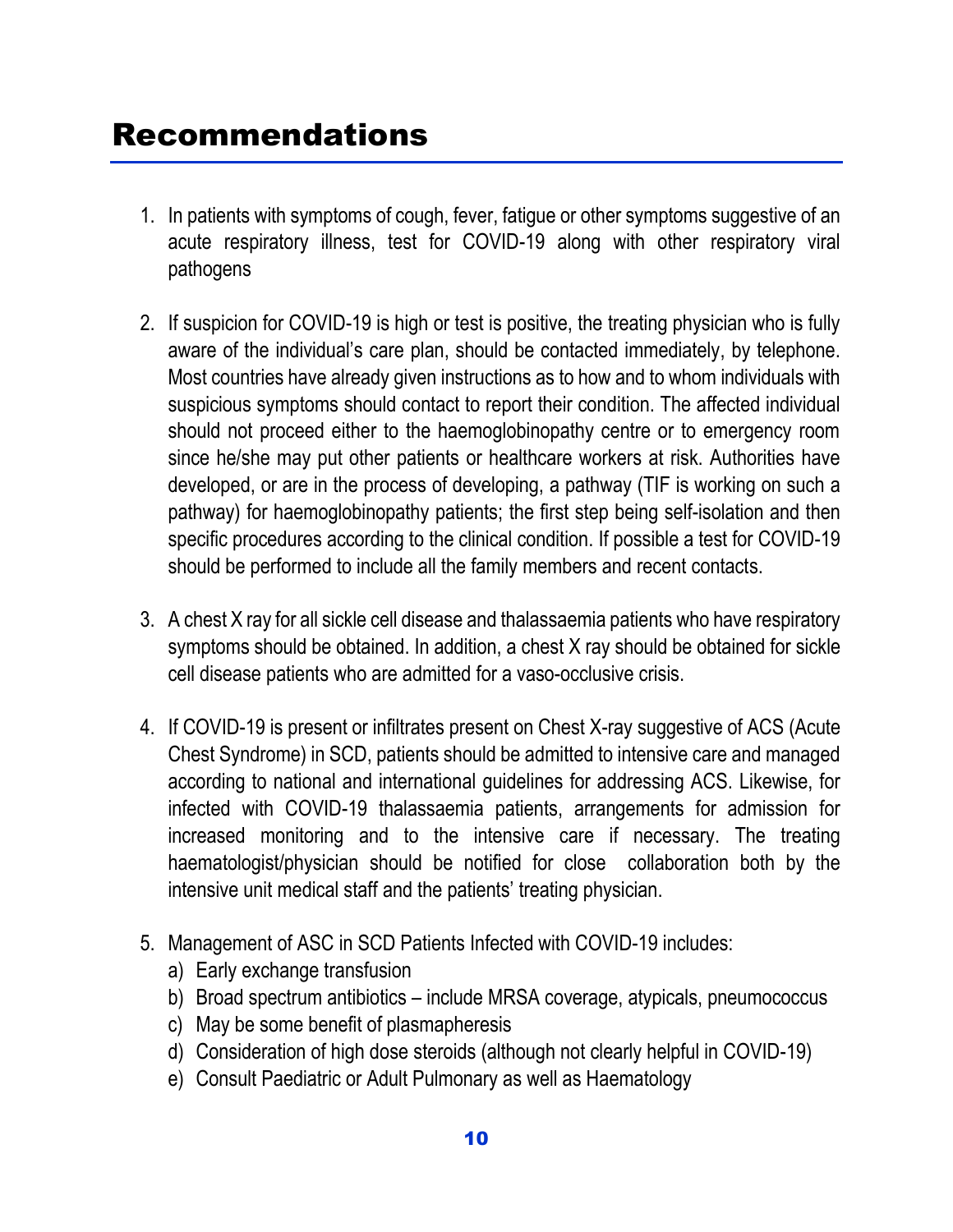# Recommendations

1. In patients with symptoms of cough, fever, fatigue or other symptoms suggestive of an acute respiratory illness, test for COVID-19 along with other respiratory viral pathogens

2. If suspicion for COVID-19 is high or test is positive, the treating physician who is fully aware of the individual's care plan, should be contacted immediately, by telephone. Most countries have already given instructions as to how and to whom individuals with suspicious symptoms should contact to report their condition. The affected individual should not proceed either to the haemoglobinopathy centre or to emergency room since he/she may put other patients or healthcare workers at risk. Authorities have developed, or are in the process of developing, a pathway (TIF is working on such a pathway) for haemoglobinopathy patients; the first step being self-isolation and then specific procedures according to the clinical condition. If possible a test for COVID-19 should be performed to include all the family members and recent contacts.

3. A chest X ray for all sickle cell disease and thalassaemia patients who have respiratory symptoms should be obtained. In addition, a chest X ray should be obtained for sickle cell disease patients who are admitted for a vaso-occlusive crisis.

4. If COVID-19 is present or infiltrates present on Chest X-ray suggestive of ACS (Acute Chest Syndrome) in SCD, patients should be admitted to intensive care and managed according to national and international guidelines for addressing ACS. Likewise, for infected with COVID-19 thalassaemia patients, arrangements for admission for increased monitoring and to the intensive care if necessary. The treating haematologist/physician should be notified for close collaboration both by the intensive unit medical staff and the patients' treating physician.

5. Management of ASC in SCD Patients Infected with COVID-19 includes:
   a) Early exchange transfusion
   b) Broad spectrum antibiotics – include MRSA coverage, atypicals, pneumococcus
   c) May be some benefit of plasmapheresis
   d) Consideration of high dose steroids (although not clearly helpful in COVID-19)
   e) Consult Paediatric or Adult Pulmonary as well as Haematology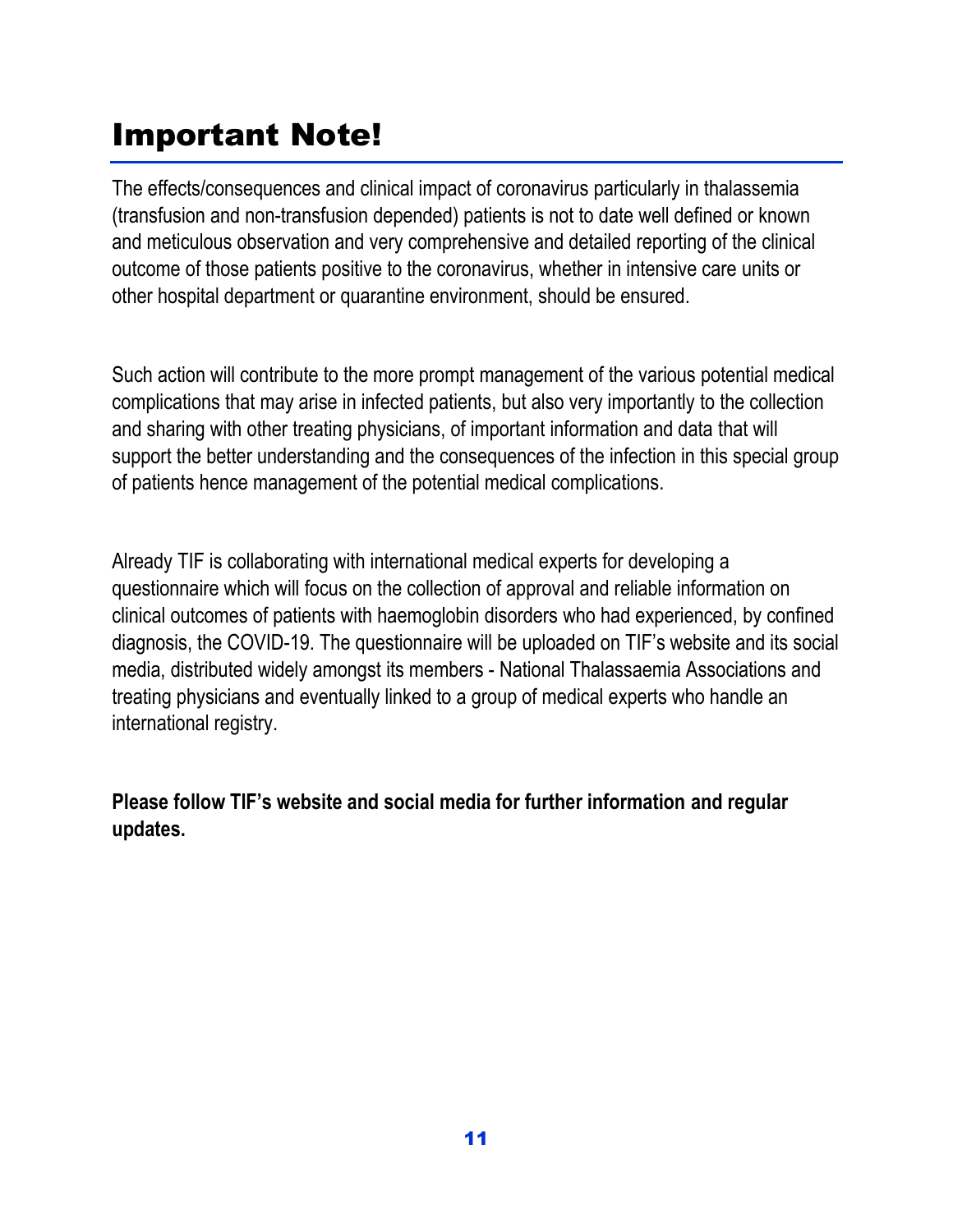# Important Note!

The effects/consequences and clinical impact of coronavirus particularly in thalassemia (transfusion and non-transfusion depended) patients is not to date well defined or known and meticulous observation and very comprehensive and detailed reporting of the clinical outcome of those patients positive to the coronavirus, whether in intensive care units or other hospital department or quarantine environment, should be ensured.

Such action will contribute to the more prompt management of the various potential medical complications that may arise in infected patients, but also very importantly to the collection and sharing with other treating physicians, of important information and data that will support the better understanding and the consequences of the infection in this special group of patients hence management of the potential medical complications.

Already TIF is collaborating with international medical experts for developing a questionnaire which will focus on the collection of approval and reliable information on clinical outcomes of patients with haemoglobin disorders who had experienced, by confined diagnosis, the COVID-19. The questionnaire will be uploaded on TIF's website and its social media, distributed widely amongst its members - National Thalassaemia Associations and treating physicians and eventually linked to a group of medical experts who handle an international registry.

**Please follow TIF's website and social media for further information and regular updates.**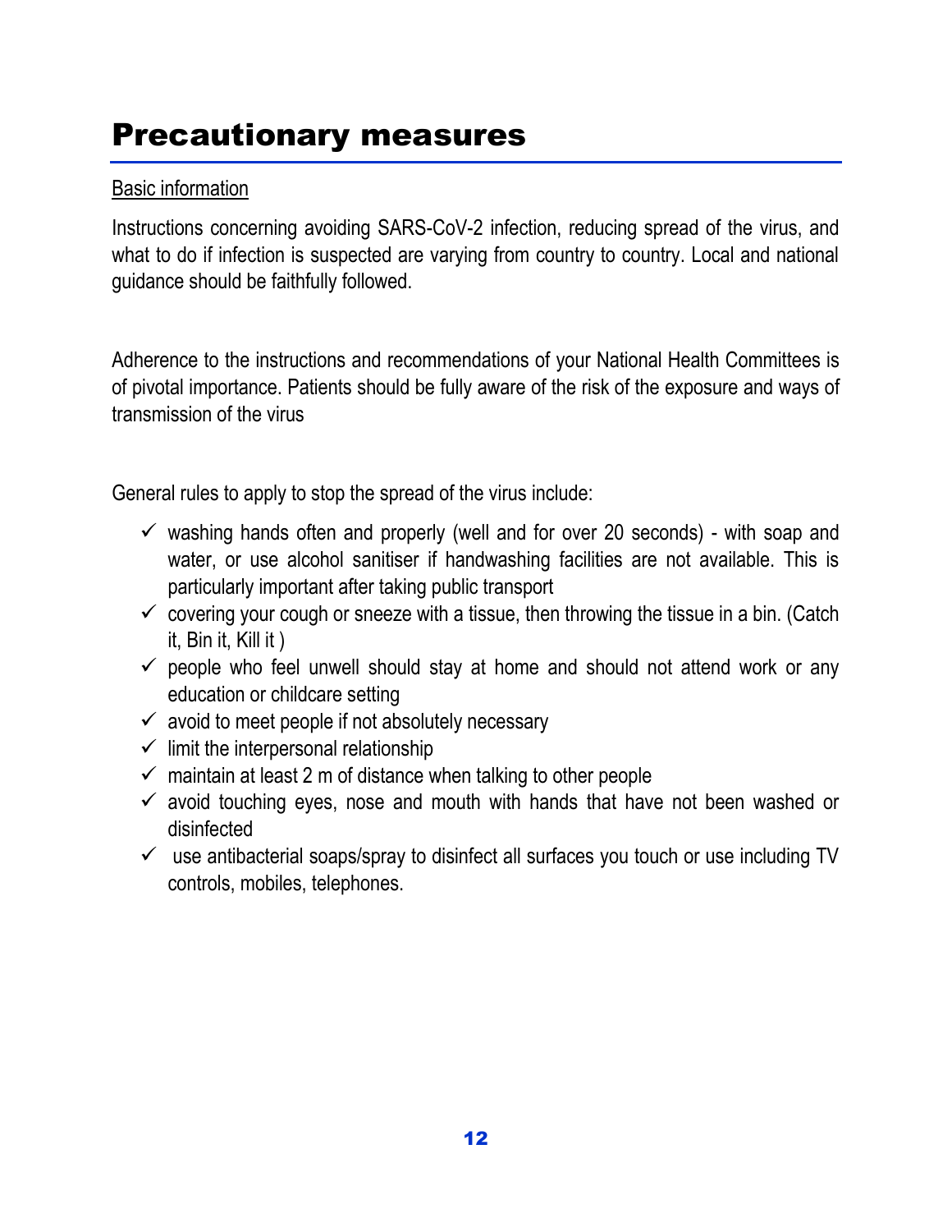# Precautionary measures

Basic information

Instructions concerning avoiding SARS-CoV-2 infection, reducing spread of the virus, and what to do if infection is suspected are varying from country to country. Local and national guidance should be faithfully followed.

Adherence to the instructions and recommendations of your National Health Committees is of pivotal importance. Patients should be fully aware of the risk of the exposure and ways of transmission of the virus

General rules to apply to stop the spread of the virus include:

- ✓ washing hands often and properly (well and for over 20 seconds) - with soap and water, or use alcohol sanitiser if handwashing facilities are not available. This is particularly important after taking public transport
- ✓ covering your cough or sneeze with a tissue, then throwing the tissue in a bin. (Catch it, Bin it, Kill it )
- ✓ people who feel unwell should stay at home and should not attend work or any education or childcare setting
- ✓ avoid to meet people if not absolutely necessary
- ✓ limit the interpersonal relationship
- ✓ maintain at least 2 m of distance when talking to other people
- ✓ avoid touching eyes, nose and mouth with hands that have not been washed or disinfected
- ✓ use antibacterial soaps/spray to disinfect all surfaces you touch or use including TV controls, mobiles, telephones.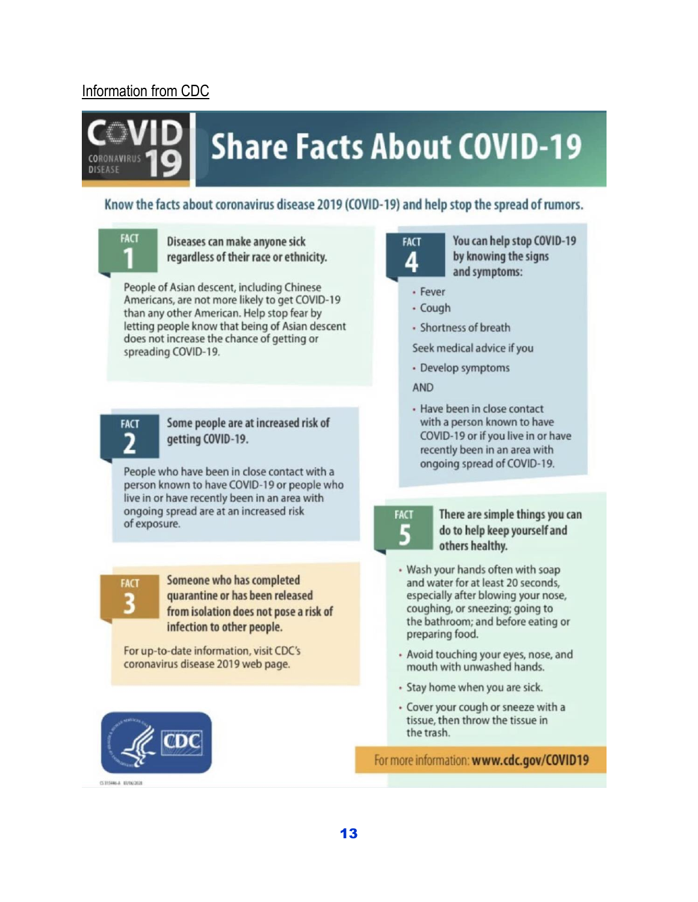Information from CDC

# Share Facts About COVID-19

COVID 19 CORONAVIRUS DISEASE

**Know the facts about coronavirus disease 2019 (COVID-19) and help stop the spread of rumors.**

## FACT 1

**Diseases can make anyone sick regardless of their race or ethnicity.**

People of Asian descent, including Chinese Americans, are not more likely to get COVID-19 than any other American. Help stop fear by letting people know that being of Asian descent does not increase the chance of getting or spreading COVID-19.

## FACT 2

**Some people are at increased risk of getting COVID-19.**

People who have been in close contact with a person known to have COVID-19 or people who live in or have recently been in an area with ongoing spread are at an increased risk of exposure.

## FACT 3

**Someone who has completed quarantine or has been released from isolation does not pose a risk of infection to other people.**

For up-to-date information, visit CDC's coronavirus disease 2019 web page.

## FACT 4

**You can help stop COVID-19 by knowing the signs and symptoms:**

- Fever
- Cough
- Shortness of breath

Seek medical advice if you

- Develop symptoms

AND

- Have been in close contact with a person known to have COVID-19 or if you live in or have recently been in an area with ongoing spread of COVID-19.

## FACT 5

**There are simple things you can do to help keep yourself and others healthy.**

- Wash your hands often with soap and water for at least 20 seconds, especially after blowing your nose, coughing, or sneezing; going to the bathroom; and before eating or preparing food.
- Avoid touching your eyes, nose, and mouth with unwashed hands.
- Stay home when you are sick.
- Cover your cough or sneeze with a tissue, then throw the tissue in the trash.

CDC

For more information: **www.cdc.gov/COVID19**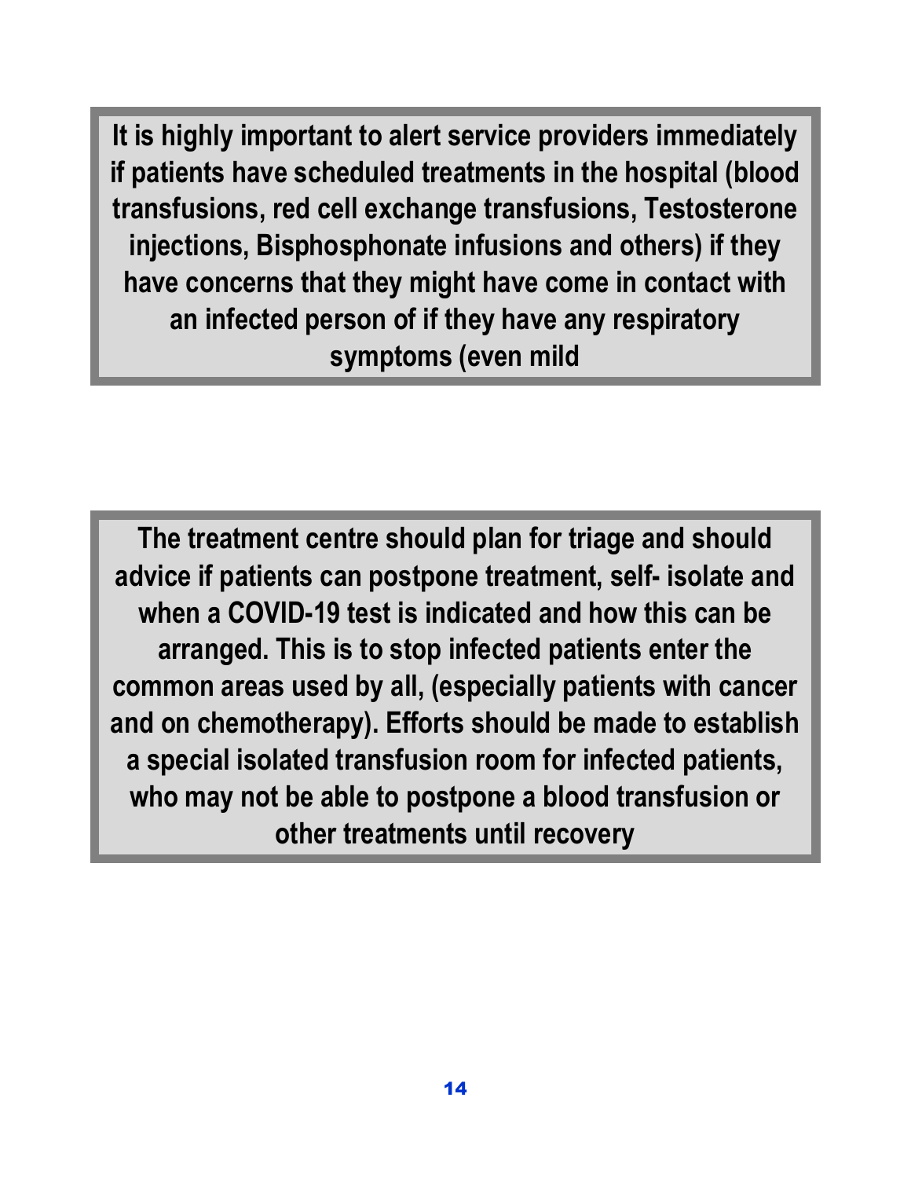**It is highly important to alert service providers immediately if patients have scheduled treatments in the hospital (blood transfusions, red cell exchange transfusions, Testosterone injections, Bisphosphonate infusions and others) if they have concerns that they might have come in contact with an infected person of if they have any respiratory symptoms (even mild**

**The treatment centre should plan for triage and should advice if patients can postpone treatment, self- isolate and when a COVID-19 test is indicated and how this can be arranged. This is to stop infected patients enter the common areas used by all, (especially patients with cancer and on chemotherapy). Efforts should be made to establish a special isolated transfusion room for infected patients, who may not be able to postpone a blood transfusion or other treatments until recovery**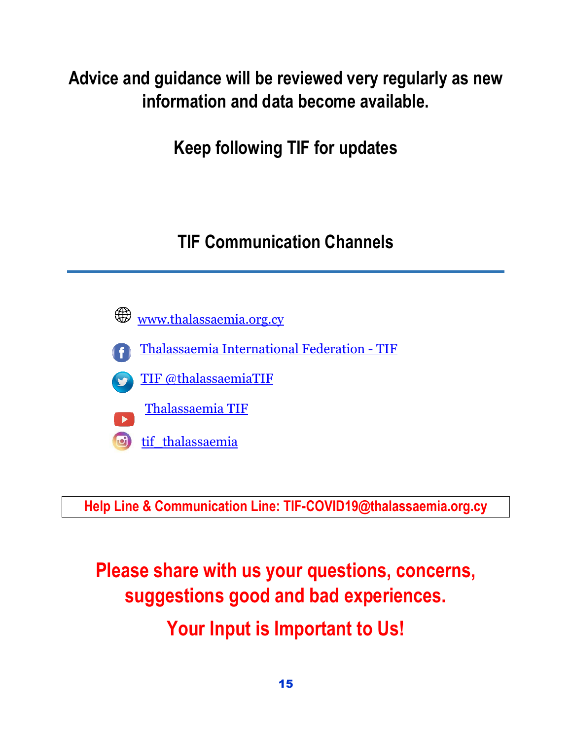**Advice and guidance will be reviewed very regularly as new information and data become available.**

**Keep following TIF for updates**

## TIF Communication Channels

- www.thalassaemia.org.cy
- Thalassaemia International Federation - TIF
- TIF @thalassaemiaTIF
- Thalassaemia TIF
- tif_thalassaemia

**Help Line & Communication Line: TIF-COVID19@thalassaemia.org.cy**

**Please share with us your questions, concerns, suggestions good and bad experiences.**

**Your Input is Important to Us!**